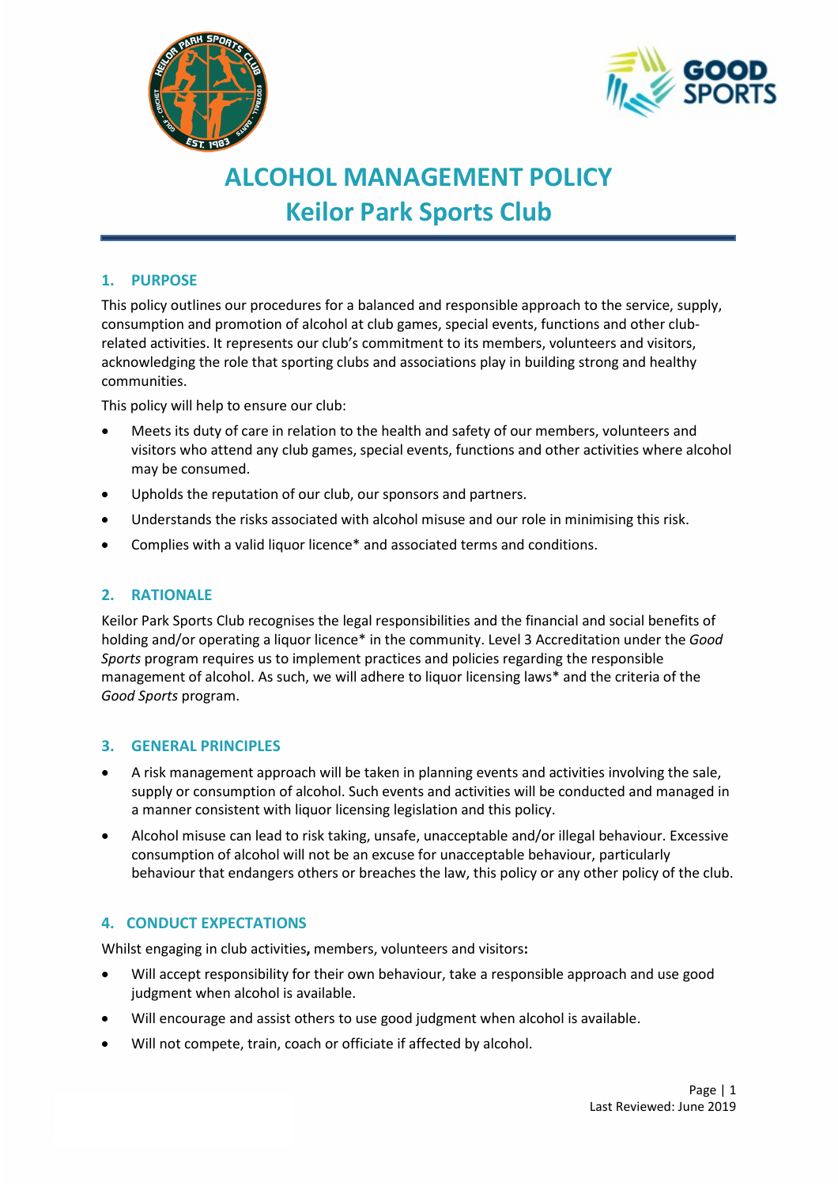# ALCOHOL MANAGEMENT POLICY
# Keilor Park Sports Club

## 1. PURPOSE

This policy outlines our procedures for a balanced and responsible approach to the service, supply, consumption and promotion of alcohol at club games, special events, functions and other club-related activities. It represents our club's commitment to its members, volunteers and visitors, acknowledging the role that sporting clubs and associations play in building strong and healthy communities.

This policy will help to ensure our club:

- Meets its duty of care in relation to the health and safety of our members, volunteers and visitors who attend any club games, special events, functions and other activities where alcohol may be consumed.
- Upholds the reputation of our club, our sponsors and partners.
- Understands the risks associated with alcohol misuse and our role in minimising this risk.
- Complies with a valid liquor licence* and associated terms and conditions.

## 2. RATIONALE

Keilor Park Sports Club recognises the legal responsibilities and the financial and social benefits of holding and/or operating a liquor licence* in the community. Level 3 Accreditation under the *Good Sports* program requires us to implement practices and policies regarding the responsible management of alcohol. As such, we will adhere to liquor licensing laws* and the criteria of the *Good Sports* program.

## 3. GENERAL PRINCIPLES

- A risk management approach will be taken in planning events and activities involving the sale, supply or consumption of alcohol. Such events and activities will be conducted and managed in a manner consistent with liquor licensing legislation and this policy.
- Alcohol misuse can lead to risk taking, unsafe, unacceptable and/or illegal behaviour. Excessive consumption of alcohol will not be an excuse for unacceptable behaviour, particularly behaviour that endangers others or breaches the law, this policy or any other policy of the club.

## 4. CONDUCT EXPECTATIONS

Whilst engaging in club activities**,** members, volunteers and visitors**:**

- Will accept responsibility for their own behaviour, take a responsible approach and use good judgment when alcohol is available.
- Will encourage and assist others to use good judgment when alcohol is available.
- Will not compete, train, coach or officiate if affected by alcohol.

Last Reviewed: June 2019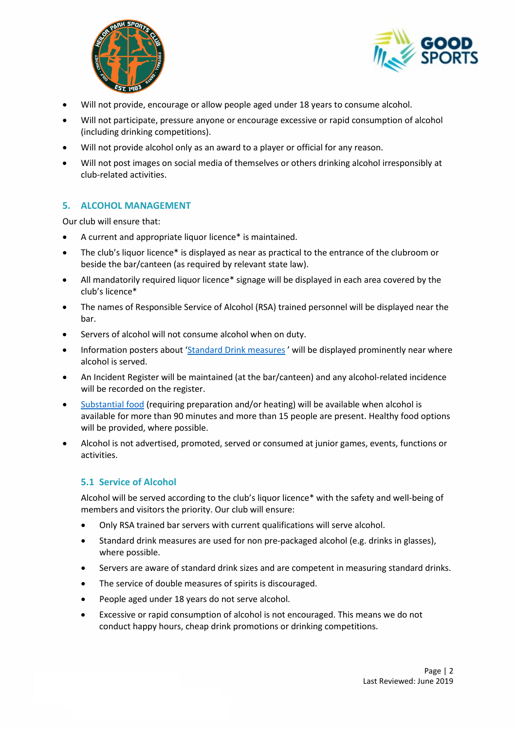- Will not provide, encourage or allow people aged under 18 years to consume alcohol.
- Will not participate, pressure anyone or encourage excessive or rapid consumption of alcohol (including drinking competitions).
- Will not provide alcohol only as an award to a player or official for any reason.
- Will not post images on social media of themselves or others drinking alcohol irresponsibly at club-related activities.

## 5. ALCOHOL MANAGEMENT

Our club will ensure that:

- A current and appropriate liquor licence* is maintained.
- The club's liquor licence* is displayed as near as practical to the entrance of the clubroom or beside the bar/canteen (as required by relevant state law).
- All mandatorily required liquor licence* signage will be displayed in each area covered by the club's licence*
- The names of Responsible Service of Alcohol (RSA) trained personnel will be displayed near the bar.
- Servers of alcohol will not consume alcohol when on duty.
- Information posters about 'Standard Drink measures' will be displayed prominently near where alcohol is served.
- An Incident Register will be maintained (at the bar/canteen) and any alcohol-related incidence will be recorded on the register.
- Substantial food (requiring preparation and/or heating) will be available when alcohol is available for more than 90 minutes and more than 15 people are present. Healthy food options will be provided, where possible.
- Alcohol is not advertised, promoted, served or consumed at junior games, events, functions or activities.

### 5.1 Service of Alcohol

Alcohol will be served according to the club's liquor licence* with the safety and well-being of members and visitors the priority. Our club will ensure:

- Only RSA trained bar servers with current qualifications will serve alcohol.
- Standard drink measures are used for non pre-packaged alcohol (e.g. drinks in glasses), where possible.
- Servers are aware of standard drink sizes and are competent in measuring standard drinks.
- The service of double measures of spirits is discouraged.
- People aged under 18 years do not serve alcohol.
- Excessive or rapid consumption of alcohol is not encouraged. This means we do not conduct happy hours, cheap drink promotions or drinking competitions.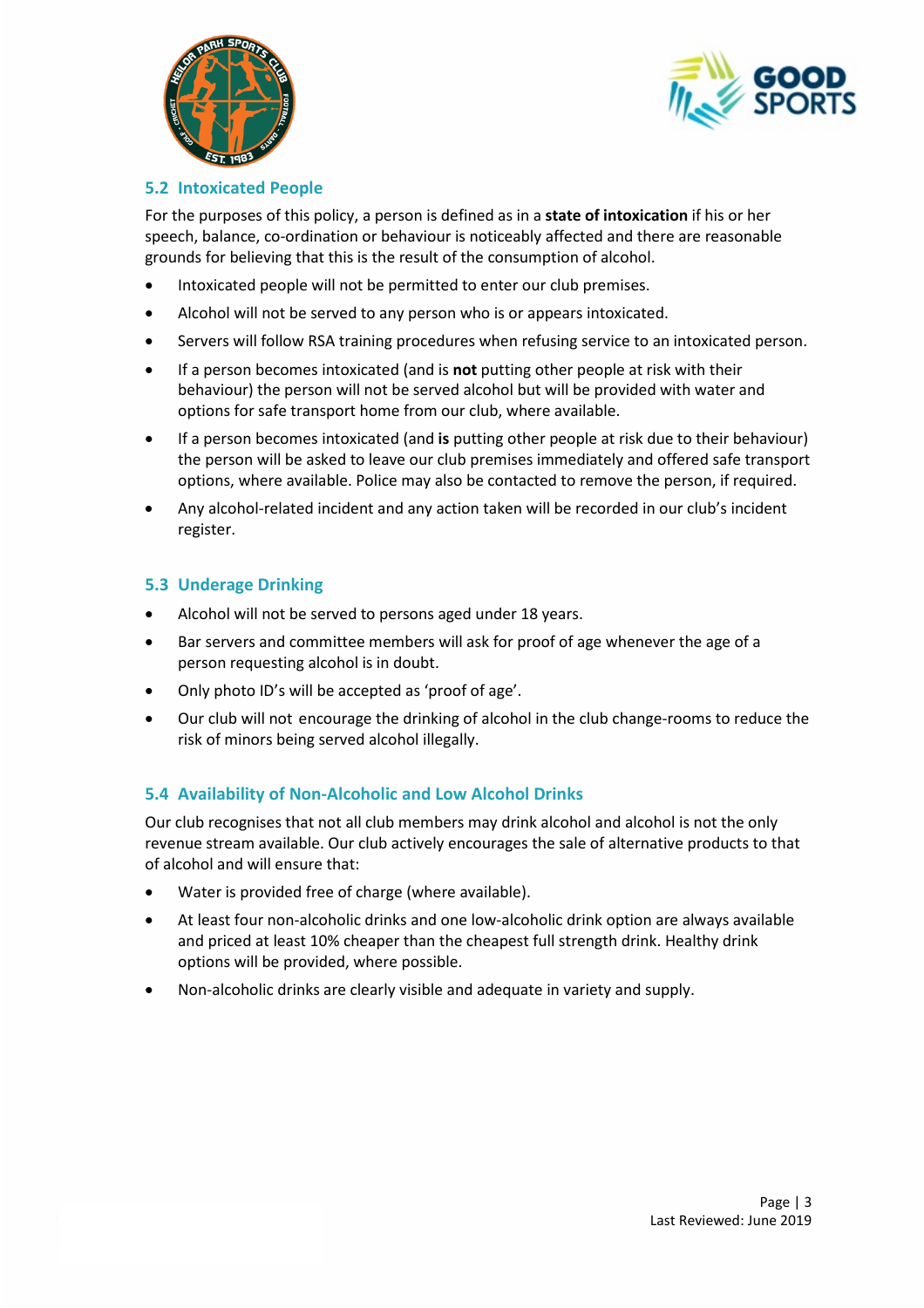### 5.2 Intoxicated People

For the purposes of this policy, a person is defined as in a **state of intoxication** if his or her speech, balance, co-ordination or behaviour is noticeably affected and there are reasonable grounds for believing that this is the result of the consumption of alcohol.

- Intoxicated people will not be permitted to enter our club premises.
- Alcohol will not be served to any person who is or appears intoxicated.
- Servers will follow RSA training procedures when refusing service to an intoxicated person.
- If a person becomes intoxicated (and is **not** putting other people at risk with their behaviour) the person will not be served alcohol but will be provided with water and options for safe transport home from our club, where available.
- If a person becomes intoxicated (and **is** putting other people at risk due to their behaviour) the person will be asked to leave our club premises immediately and offered safe transport options, where available. Police may also be contacted to remove the person, if required.
- Any alcohol-related incident and any action taken will be recorded in our club's incident register.

### 5.3 Underage Drinking

- Alcohol will not be served to persons aged under 18 years.
- Bar servers and committee members will ask for proof of age whenever the age of a person requesting alcohol is in doubt.
- Only photo ID's will be accepted as 'proof of age'.
- Our club will not encourage the drinking of alcohol in the club change-rooms to reduce the risk of minors being served alcohol illegally.

### 5.4 Availability of Non-Alcoholic and Low Alcohol Drinks

Our club recognises that not all club members may drink alcohol and alcohol is not the only revenue stream available. Our club actively encourages the sale of alternative products to that of alcohol and will ensure that:

- Water is provided free of charge (where available).
- At least four non-alcoholic drinks and one low-alcoholic drink option are always available and priced at least 10% cheaper than the cheapest full strength drink. Healthy drink options will be provided, where possible.
- Non-alcoholic drinks are clearly visible and adequate in variety and supply.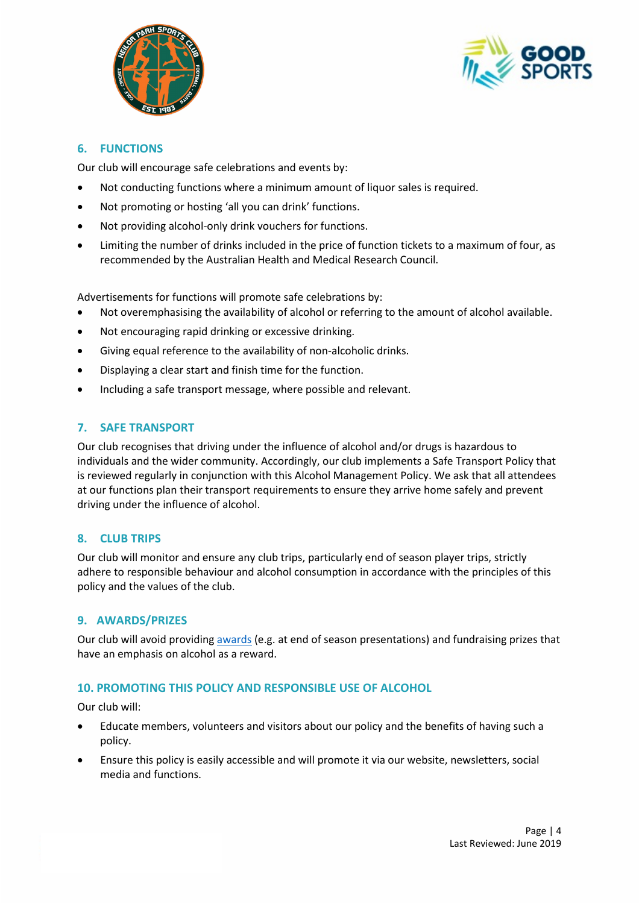## 6. FUNCTIONS

Our club will encourage safe celebrations and events by:

- Not conducting functions where a minimum amount of liquor sales is required.
- Not promoting or hosting 'all you can drink' functions.
- Not providing alcohol-only drink vouchers for functions.
- Limiting the number of drinks included in the price of function tickets to a maximum of four, as recommended by the Australian Health and Medical Research Council.

Advertisements for functions will promote safe celebrations by:

- Not overemphasising the availability of alcohol or referring to the amount of alcohol available.
- Not encouraging rapid drinking or excessive drinking.
- Giving equal reference to the availability of non-alcoholic drinks.
- Displaying a clear start and finish time for the function.
- Including a safe transport message, where possible and relevant.

## 7. SAFE TRANSPORT

Our club recognises that driving under the influence of alcohol and/or drugs is hazardous to individuals and the wider community. Accordingly, our club implements a Safe Transport Policy that is reviewed regularly in conjunction with this Alcohol Management Policy. We ask that all attendees at our functions plan their transport requirements to ensure they arrive home safely and prevent driving under the influence of alcohol.

## 8. CLUB TRIPS

Our club will monitor and ensure any club trips, particularly end of season player trips, strictly adhere to responsible behaviour and alcohol consumption in accordance with the principles of this policy and the values of the club.

## 9. AWARDS/PRIZES

Our club will avoid providing awards (e.g. at end of season presentations) and fundraising prizes that have an emphasis on alcohol as a reward.

## 10. PROMOTING THIS POLICY AND RESPONSIBLE USE OF ALCOHOL

Our club will:

- Educate members, volunteers and visitors about our policy and the benefits of having such a policy.
- Ensure this policy is easily accessible and will promote it via our website, newsletters, social media and functions.

Last Reviewed: June 2019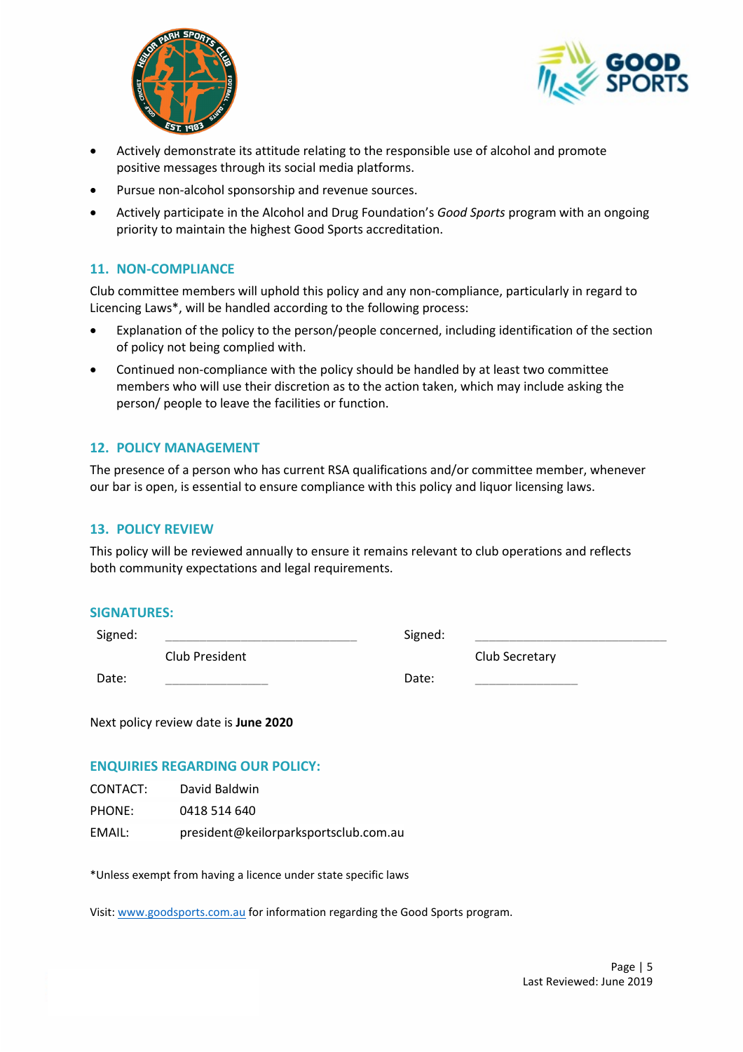- Actively demonstrate its attitude relating to the responsible use of alcohol and promote positive messages through its social media platforms.
- Pursue non-alcohol sponsorship and revenue sources.
- Actively participate in the Alcohol and Drug Foundation's *Good Sports* program with an ongoing priority to maintain the highest Good Sports accreditation.

## 11. NON-COMPLIANCE

Club committee members will uphold this policy and any non-compliance, particularly in regard to Licencing Laws*, will be handled according to the following process:

- Explanation of the policy to the person/people concerned, including identification of the section of policy not being complied with.
- Continued non-compliance with the policy should be handled by at least two committee members who will use their discretion as to the action taken, which may include asking the person/ people to leave the facilities or function.

## 12. POLICY MANAGEMENT

The presence of a person who has current RSA qualifications and/or committee member, whenever our bar is open, is essential to ensure compliance with this policy and liquor licensing laws.

## 13. POLICY REVIEW

This policy will be reviewed annually to ensure it remains relevant to club operations and reflects both community expectations and legal requirements.

## SIGNATURES:

| | | | |
|---|---|---|---|
| Signed: | ______________________________ | Signed: | ______________________________ |
| | Club President | | Club Secretary |
| Date: | ________________ | Date: | ________________ |

Next policy review date is **June 2020**

## ENQUIRIES REGARDING OUR POLICY:

| | |
|---|---|
| CONTACT: | David Baldwin |
| PHONE: | 0418 514 640 |
| EMAIL: | president@keilorparksportsclub.com.au |

*Unless exempt from having a licence under state specific laws

Visit: [www.goodsports.com.au](http://www.goodsports.com.au) for information regarding the Good Sports program.

Last Reviewed: June 2019